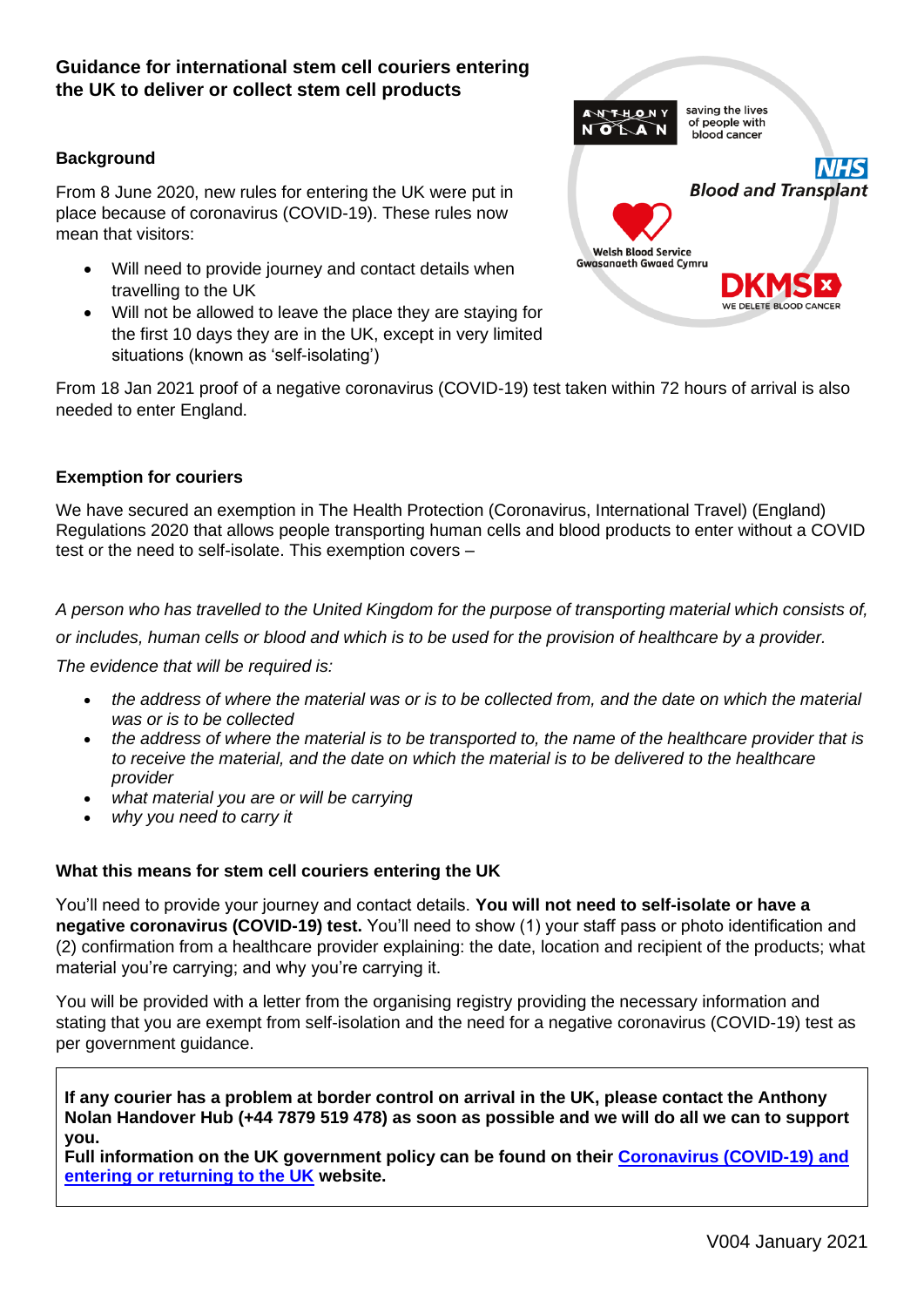# Guidance for international stem cell couriers entering the UK to deliver or collect stem cell products

ANTHONY NOLAN saving the lives of people with blood cancer

NHS Blood and Transplant

Welsh Blood Service Gwasanaeth Gwaed Cymru

DKMS WE DELETE BLOOD CANCER

### Background

From 8 June 2020, new rules for entering the UK were put in place because of coronavirus (COVID-19). These rules now mean that visitors:

- Will need to provide journey and contact details when travelling to the UK
- Will not be allowed to leave the place they are staying for the first 10 days they are in the UK, except in very limited situations (known as 'self-isolating')

From 18 Jan 2021 proof of a negative coronavirus (COVID-19) test taken within 72 hours of arrival is also needed to enter England.

### Exemption for couriers

We have secured an exemption in The Health Protection (Coronavirus, International Travel) (England) Regulations 2020 that allows people transporting human cells and blood products to enter without a COVID test or the need to self-isolate. This exemption covers –

*A person who has travelled to the United Kingdom for the purpose of transporting material which consists of, or includes, human cells or blood and which is to be used for the provision of healthcare by a provider.*

*The evidence that will be required is:*

- *the address of where the material was or is to be collected from, and the date on which the material was or is to be collected*
- *the address of where the material is to be transported to, the name of the healthcare provider that is to receive the material, and the date on which the material is to be delivered to the healthcare provider*
- *what material you are or will be carrying*
- *why you need to carry it*

### What this means for stem cell couriers entering the UK

You'll need to provide your journey and contact details. **You will not need to self-isolate or have a negative coronavirus (COVID-19) test.** You'll need to show (1) your staff pass or photo identification and (2) confirmation from a healthcare provider explaining: the date, location and recipient of the products; what material you're carrying; and why you're carrying it.

You will be provided with a letter from the organising registry providing the necessary information and stating that you are exempt from self-isolation and the need for a negative coronavirus (COVID-19) test as per government guidance.

**If any courier has a problem at border control on arrival in the UK, please contact the Anthony Nolan Handover Hub (+44 7879 519 478) as soon as possible and we will do all we can to support you.**
**Full information on the UK government policy can be found on their [Coronavirus (COVID-19) and entering or returning to the UK]() website.**

V004 January 2021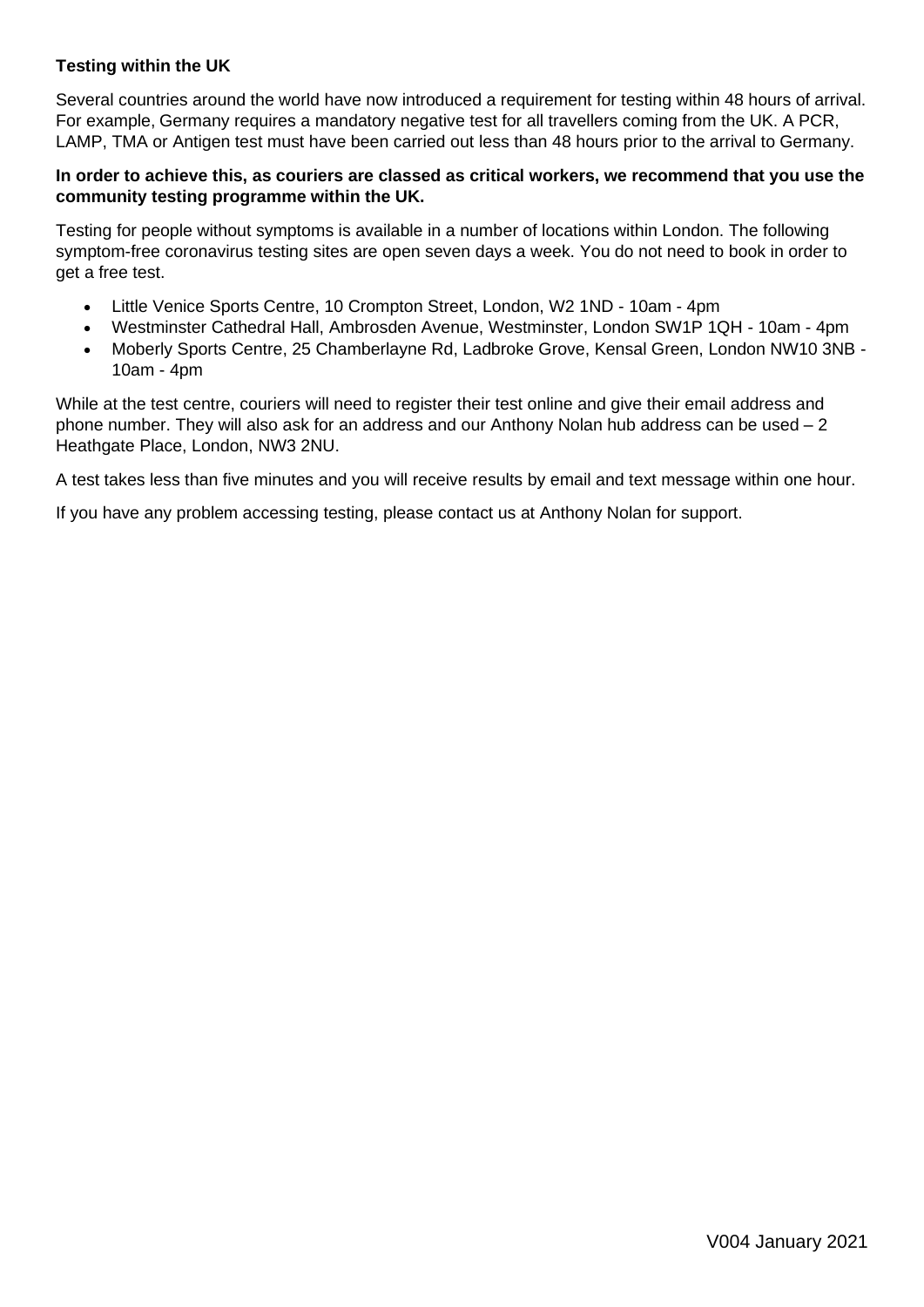**Testing within the UK**

Several countries around the world have now introduced a requirement for testing within 48 hours of arrival. For example, Germany requires a mandatory negative test for all travellers coming from the UK. A PCR, LAMP, TMA or Antigen test must have been carried out less than 48 hours prior to the arrival to Germany.

**In order to achieve this, as couriers are classed as critical workers, we recommend that you use the community testing programme within the UK.**

Testing for people without symptoms is available in a number of locations within London. The following symptom-free coronavirus testing sites are open seven days a week. You do not need to book in order to get a free test.

- Little Venice Sports Centre, 10 Crompton Street, London, W2 1ND - 10am - 4pm
- Westminster Cathedral Hall, Ambrosden Avenue, Westminster, London SW1P 1QH - 10am - 4pm
- Moberly Sports Centre, 25 Chamberlayne Rd, Ladbroke Grove, Kensal Green, London NW10 3NB - 10am - 4pm

While at the test centre, couriers will need to register their test online and give their email address and phone number. They will also ask for an address and our Anthony Nolan hub address can be used – 2 Heathgate Place, London, NW3 2NU.

A test takes less than five minutes and you will receive results by email and text message within one hour.

If you have any problem accessing testing, please contact us at Anthony Nolan for support.

V004 January 2021